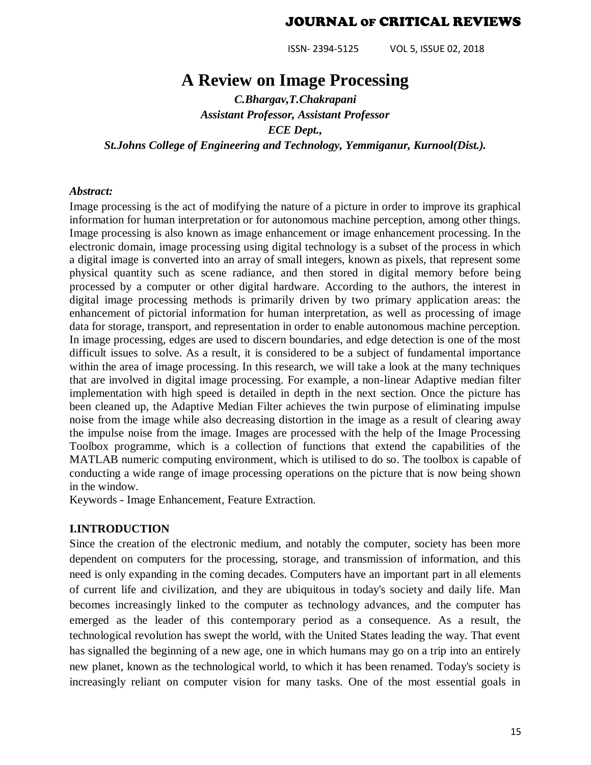# A Review on Image Processing

***C.Bhargav,T.Chakrapani***

***Assistant Professor, Assistant Professor***

***ECE Dept.,***

***St.Johns College of Engineering and Technology, Yemmiganur, Kurnool(Dist.).***

***Abstract:***

Image processing is the act of modifying the nature of a picture in order to improve its graphical information for human interpretation or for autonomous machine perception, among other things. Image processing is also known as image enhancement or image enhancement processing. In the electronic domain, image processing using digital technology is a subset of the process in which a digital image is converted into an array of small integers, known as pixels, that represent some physical quantity such as scene radiance, and then stored in digital memory before being processed by a computer or other digital hardware. According to the authors, the interest in digital image processing methods is primarily driven by two primary application areas: the enhancement of pictorial information for human interpretation, as well as processing of image data for storage, transport, and representation in order to enable autonomous machine perception. In image processing, edges are used to discern boundaries, and edge detection is one of the most difficult issues to solve. As a result, it is considered to be a subject of fundamental importance within the area of image processing. In this research, we will take a look at the many techniques that are involved in digital image processing. For example, a non-linear Adaptive median filter implementation with high speed is detailed in depth in the next section. Once the picture has been cleaned up, the Adaptive Median Filter achieves the twin purpose of eliminating impulse noise from the image while also decreasing distortion in the image as a result of clearing away the impulse noise from the image. Images are processed with the help of the Image Processing Toolbox programme, which is a collection of functions that extend the capabilities of the MATLAB numeric computing environment, which is utilised to do so. The toolbox is capable of conducting a wide range of image processing operations on the picture that is now being shown in the window.

Keywords - Image Enhancement, Feature Extraction.

## I.INTRODUCTION

Since the creation of the electronic medium, and notably the computer, society has been more dependent on computers for the processing, storage, and transmission of information, and this need is only expanding in the coming decades. Computers have an important part in all elements of current life and civilization, and they are ubiquitous in today's society and daily life. Man becomes increasingly linked to the computer as technology advances, and the computer has emerged as the leader of this contemporary period as a consequence. As a result, the technological revolution has swept the world, with the United States leading the way. That event has signalled the beginning of a new age, one in which humans may go on a trip into an entirely new planet, known as the technological world, to which it has been renamed. Today's society is increasingly reliant on computer vision for many tasks. One of the most essential goals in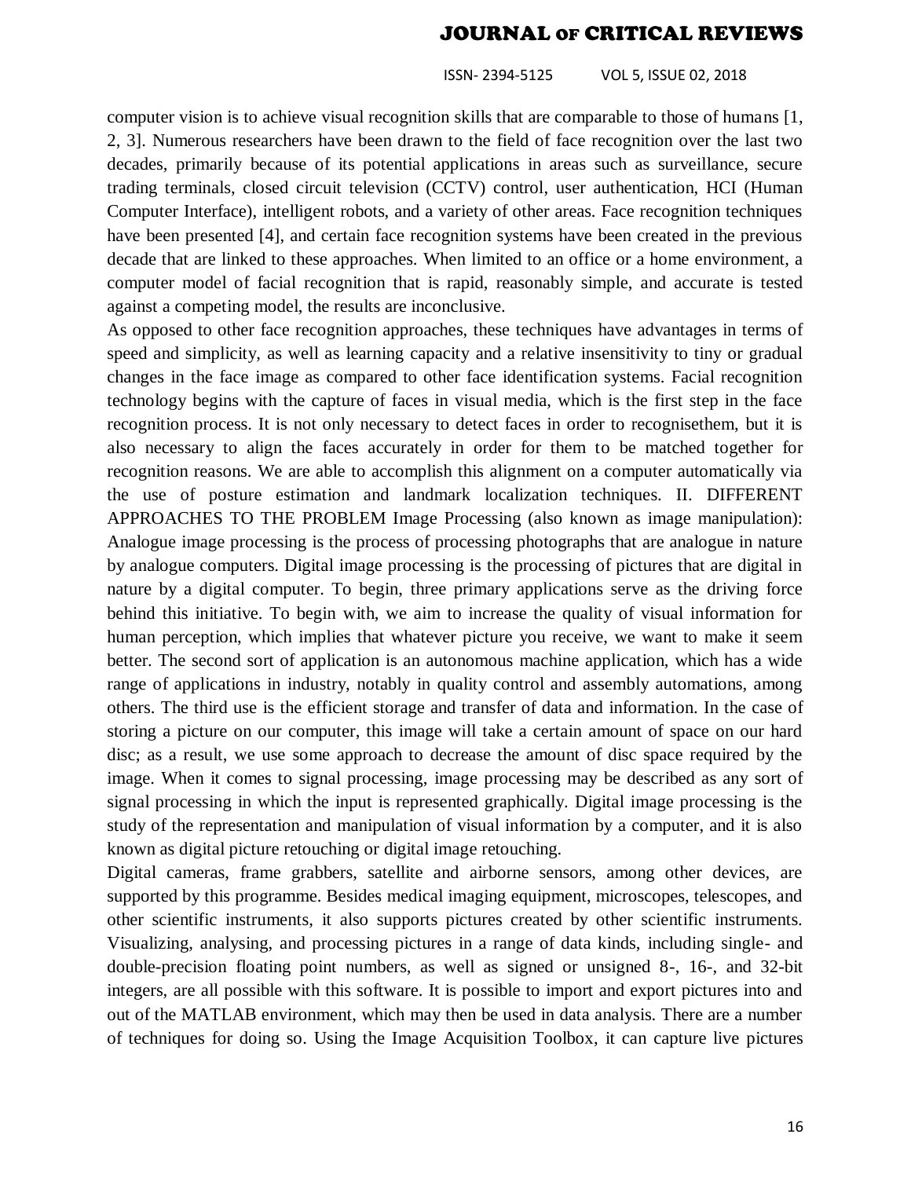computer vision is to achieve visual recognition skills that are comparable to those of humans [1, 2, 3]. Numerous researchers have been drawn to the field of face recognition over the last two decades, primarily because of its potential applications in areas such as surveillance, secure trading terminals, closed circuit television (CCTV) control, user authentication, HCI (Human Computer Interface), intelligent robots, and a variety of other areas. Face recognition techniques have been presented [4], and certain face recognition systems have been created in the previous decade that are linked to these approaches. When limited to an office or a home environment, a computer model of facial recognition that is rapid, reasonably simple, and accurate is tested against a competing model, the results are inconclusive.

As opposed to other face recognition approaches, these techniques have advantages in terms of speed and simplicity, as well as learning capacity and a relative insensitivity to tiny or gradual changes in the face image as compared to other face identification systems. Facial recognition technology begins with the capture of faces in visual media, which is the first step in the face recognition process. It is not only necessary to detect faces in order to recognisethem, but it is also necessary to align the faces accurately in order for them to be matched together for recognition reasons. We are able to accomplish this alignment on a computer automatically via the use of posture estimation and landmark localization techniques. II. DIFFERENT APPROACHES TO THE PROBLEM Image Processing (also known as image manipulation): Analogue image processing is the process of processing photographs that are analogue in nature by analogue computers. Digital image processing is the processing of pictures that are digital in nature by a digital computer. To begin, three primary applications serve as the driving force behind this initiative. To begin with, we aim to increase the quality of visual information for human perception, which implies that whatever picture you receive, we want to make it seem better. The second sort of application is an autonomous machine application, which has a wide range of applications in industry, notably in quality control and assembly automations, among others. The third use is the efficient storage and transfer of data and information. In the case of storing a picture on our computer, this image will take a certain amount of space on our hard disc; as a result, we use some approach to decrease the amount of disc space required by the image. When it comes to signal processing, image processing may be described as any sort of signal processing in which the input is represented graphically. Digital image processing is the study of the representation and manipulation of visual information by a computer, and it is also known as digital picture retouching or digital image retouching.

Digital cameras, frame grabbers, satellite and airborne sensors, among other devices, are supported by this programme. Besides medical imaging equipment, microscopes, telescopes, and other scientific instruments, it also supports pictures created by other scientific instruments. Visualizing, analysing, and processing pictures in a range of data kinds, including single- and double-precision floating point numbers, as well as signed or unsigned 8-, 16-, and 32-bit integers, are all possible with this software. It is possible to import and export pictures into and out of the MATLAB environment, which may then be used in data analysis. There are a number of techniques for doing so. Using the Image Acquisition Toolbox, it can capture live pictures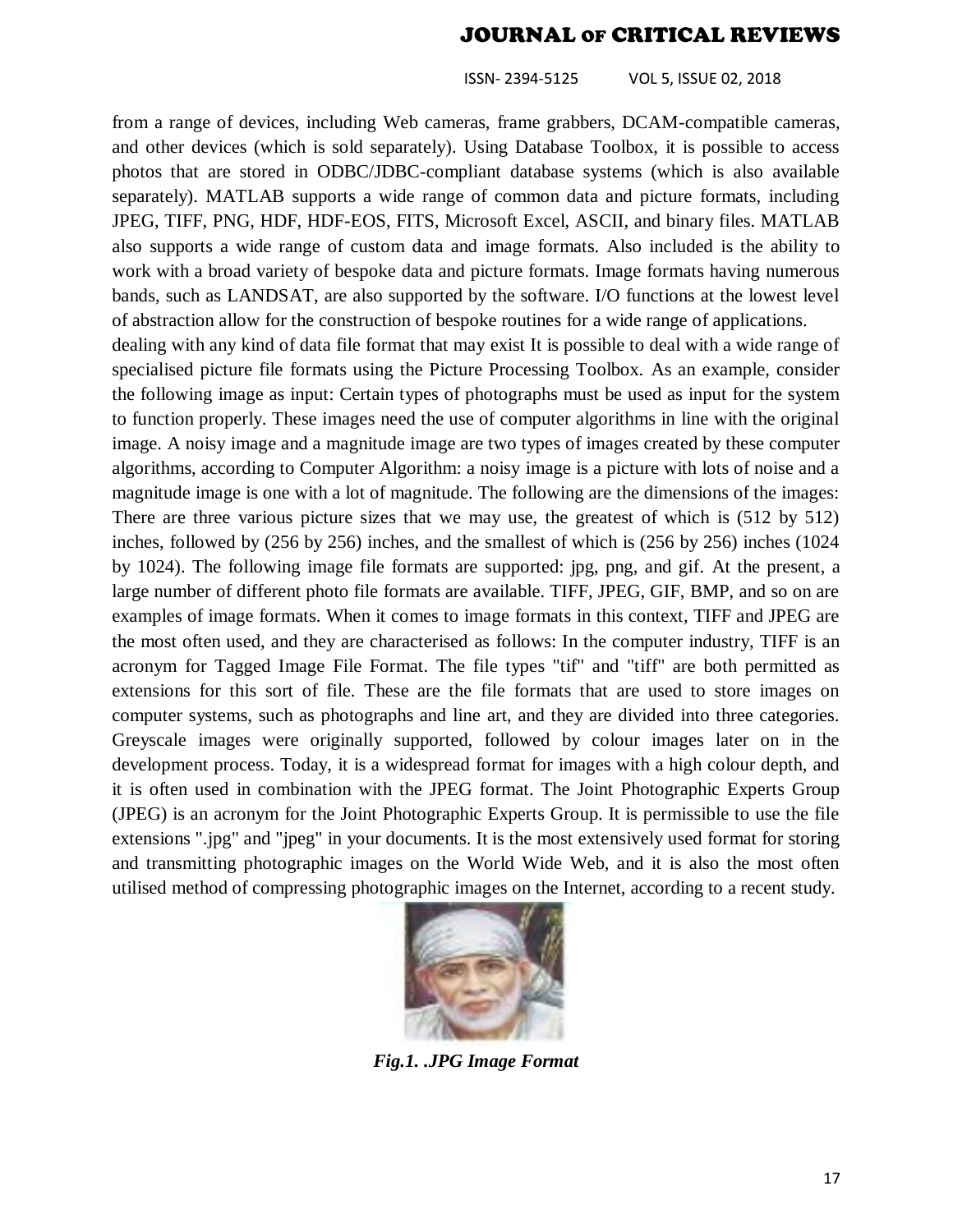from a range of devices, including Web cameras, frame grabbers, DCAM-compatible cameras, and other devices (which is sold separately). Using Database Toolbox, it is possible to access photos that are stored in ODBC/JDBC-compliant database systems (which is also available separately). MATLAB supports a wide range of common data and picture formats, including JPEG, TIFF, PNG, HDF, HDF-EOS, FITS, Microsoft Excel, ASCII, and binary files. MATLAB also supports a wide range of custom data and image formats. Also included is the ability to work with a broad variety of bespoke data and picture formats. Image formats having numerous bands, such as LANDSAT, are also supported by the software. I/O functions at the lowest level of abstraction allow for the construction of bespoke routines for a wide range of applications.
dealing with any kind of data file format that may exist It is possible to deal with a wide range of specialised picture file formats using the Picture Processing Toolbox. As an example, consider the following image as input: Certain types of photographs must be used as input for the system to function properly. These images need the use of computer algorithms in line with the original image. A noisy image and a magnitude image are two types of images created by these computer algorithms, according to Computer Algorithm: a noisy image is a picture with lots of noise and a magnitude image is one with a lot of magnitude. The following are the dimensions of the images: There are three various picture sizes that we may use, the greatest of which is (512 by 512) inches, followed by (256 by 256) inches, and the smallest of which is (256 by 256) inches (1024 by 1024). The following image file formats are supported: jpg, png, and gif. At the present, a large number of different photo file formats are available. TIFF, JPEG, GIF, BMP, and so on are examples of image formats. When it comes to image formats in this context, TIFF and JPEG are the most often used, and they are characterised as follows: In the computer industry, TIFF is an acronym for Tagged Image File Format. The file types "tif" and "tiff" are both permitted as extensions for this sort of file. These are the file formats that are used to store images on computer systems, such as photographs and line art, and they are divided into three categories. Greyscale images were originally supported, followed by colour images later on in the development process. Today, it is a widespread format for images with a high colour depth, and it is often used in combination with the JPEG format. The Joint Photographic Experts Group (JPEG) is an acronym for the Joint Photographic Experts Group. It is permissible to use the file extensions ".jpg" and "jpeg" in your documents. It is the most extensively used format for storing and transmitting photographic images on the World Wide Web, and it is also the most often utilised method of compressing photographic images on the Internet, according to a recent study.

***Fig.1. .JPG Image Format***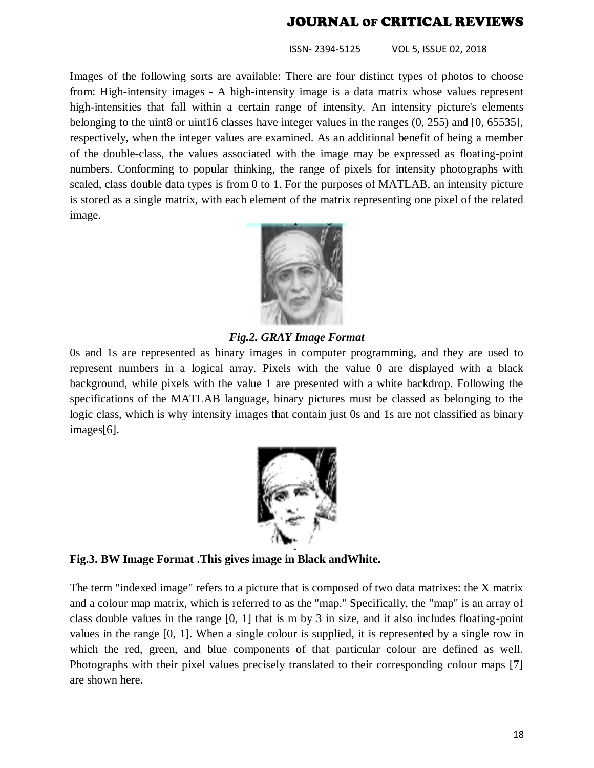Images of the following sorts are available: There are four distinct types of photos to choose from: High-intensity images - A high-intensity image is a data matrix whose values represent high-intensities that fall within a certain range of intensity. An intensity picture's elements belonging to the uint8 or uint16 classes have integer values in the ranges (0, 255) and [0, 65535], respectively, when the integer values are examined. As an additional benefit of being a member of the double-class, the values associated with the image may be expressed as floating-point numbers. Conforming to popular thinking, the range of pixels for intensity photographs with scaled, class double data types is from 0 to 1. For the purposes of MATLAB, an intensity picture is stored as a single matrix, with each element of the matrix representing one pixel of the related image.

***Fig.2. GRAY Image Format***

0s and 1s are represented as binary images in computer programming, and they are used to represent numbers in a logical array. Pixels with the value 0 are displayed with a black background, while pixels with the value 1 are presented with a white backdrop. Following the specifications of the MATLAB language, binary pictures must be classed as belonging to the logic class, which is why intensity images that contain just 0s and 1s are not classified as binary images[6].

**Fig.3. BW Image Format .This gives image in Black andWhite.**

The term "indexed image" refers to a picture that is composed of two data matrixes: the X matrix and a colour map matrix, which is referred to as the "map." Specifically, the "map" is an array of class double values in the range [0, 1] that is m by 3 in size, and it also includes floating-point values in the range [0, 1]. When a single colour is supplied, it is represented by a single row in which the red, green, and blue components of that particular colour are defined as well. Photographs with their pixel values precisely translated to their corresponding colour maps [7] are shown here.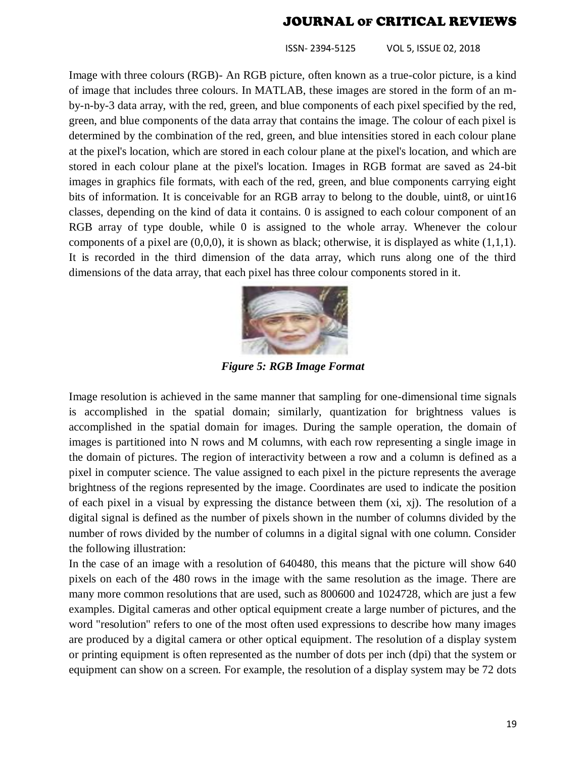Image with three colours (RGB)- An RGB picture, often known as a true-color picture, is a kind of image that includes three colours. In MATLAB, these images are stored in the form of an m-by-n-by-3 data array, with the red, green, and blue components of each pixel specified by the red, green, and blue components of the data array that contains the image. The colour of each pixel is determined by the combination of the red, green, and blue intensities stored in each colour plane at the pixel's location, which are stored in each colour plane at the pixel's location, and which are stored in each colour plane at the pixel's location. Images in RGB format are saved as 24-bit images in graphics file formats, with each of the red, green, and blue components carrying eight bits of information. It is conceivable for an RGB array to belong to the double, uint8, or uint16 classes, depending on the kind of data it contains. 0 is assigned to each colour component of an RGB array of type double, while 0 is assigned to the whole array. Whenever the colour components of a pixel are (0,0,0), it is shown as black; otherwise, it is displayed as white (1,1,1). It is recorded in the third dimension of the data array, which runs along one of the third dimensions of the data array, that each pixel has three colour components stored in it.

***Figure 5: RGB Image Format***

Image resolution is achieved in the same manner that sampling for one-dimensional time signals is accomplished in the spatial domain; similarly, quantization for brightness values is accomplished in the spatial domain for images. During the sample operation, the domain of images is partitioned into N rows and M columns, with each row representing a single image in the domain of pictures. The region of interactivity between a row and a column is defined as a pixel in computer science. The value assigned to each pixel in the picture represents the average brightness of the regions represented by the image. Coordinates are used to indicate the position of each pixel in a visual by expressing the distance between them ($x_i$, $x_j$). The resolution of a digital signal is defined as the number of pixels shown in the number of columns divided by the number of rows divided by the number of columns in a digital signal with one column. Consider the following illustration:

In the case of an image with a resolution of 640480, this means that the picture will show 640 pixels on each of the 480 rows in the image with the same resolution as the image. There are many more common resolutions that are used, such as 800600 and 1024728, which are just a few examples. Digital cameras and other optical equipment create a large number of pictures, and the word "resolution" refers to one of the most often used expressions to describe how many images are produced by a digital camera or other optical equipment. The resolution of a display system or printing equipment is often represented as the number of dots per inch (dpi) that the system or equipment can show on a screen. For example, the resolution of a display system may be 72 dots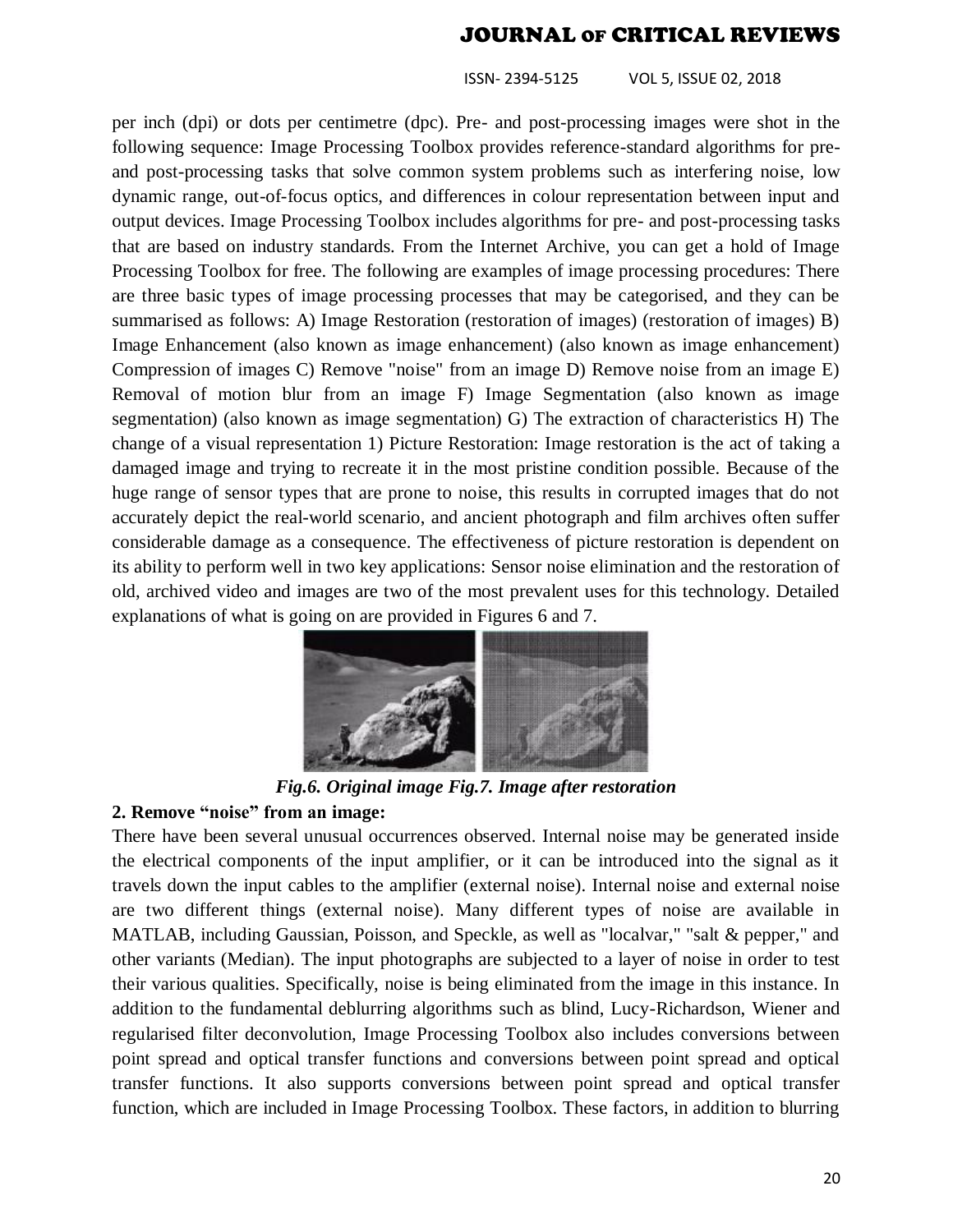per inch (dpi) or dots per centimetre (dpc). Pre- and post-processing images were shot in the following sequence: Image Processing Toolbox provides reference-standard algorithms for pre- and post-processing tasks that solve common system problems such as interfering noise, low dynamic range, out-of-focus optics, and differences in colour representation between input and output devices. Image Processing Toolbox includes algorithms for pre- and post-processing tasks that are based on industry standards. From the Internet Archive, you can get a hold of Image Processing Toolbox for free. The following are examples of image processing procedures: There are three basic types of image processing processes that may be categorised, and they can be summarised as follows: A) Image Restoration (restoration of images) (restoration of images) B) Image Enhancement (also known as image enhancement) (also known as image enhancement) Compression of images C) Remove "noise" from an image D) Remove noise from an image E) Removal of motion blur from an image F) Image Segmentation (also known as image segmentation) (also known as image segmentation) G) The extraction of characteristics H) The change of a visual representation 1) Picture Restoration: Image restoration is the act of taking a damaged image and trying to recreate it in the most pristine condition possible. Because of the huge range of sensor types that are prone to noise, this results in corrupted images that do not accurately depict the real-world scenario, and ancient photograph and film archives often suffer considerable damage as a consequence. The effectiveness of picture restoration is dependent on its ability to perform well in two key applications: Sensor noise elimination and the restoration of old, archived video and images are two of the most prevalent uses for this technology. Detailed explanations of what is going on are provided in Figures 6 and 7.

***Fig.6. Original image Fig.7. Image after restoration***

**2. Remove "noise" from an image:**

There have been several unusual occurrences observed. Internal noise may be generated inside the electrical components of the input amplifier, or it can be introduced into the signal as it travels down the input cables to the amplifier (external noise). Internal noise and external noise are two different things (external noise). Many different types of noise are available in MATLAB, including Gaussian, Poisson, and Speckle, as well as "localvar," "salt & pepper," and other variants (Median). The input photographs are subjected to a layer of noise in order to test their various qualities. Specifically, noise is being eliminated from the image in this instance. In addition to the fundamental deblurring algorithms such as blind, Lucy-Richardson, Wiener and regularised filter deconvolution, Image Processing Toolbox also includes conversions between point spread and optical transfer functions and conversions between point spread and optical transfer functions. It also supports conversions between point spread and optical transfer function, which are included in Image Processing Toolbox. These factors, in addition to blurring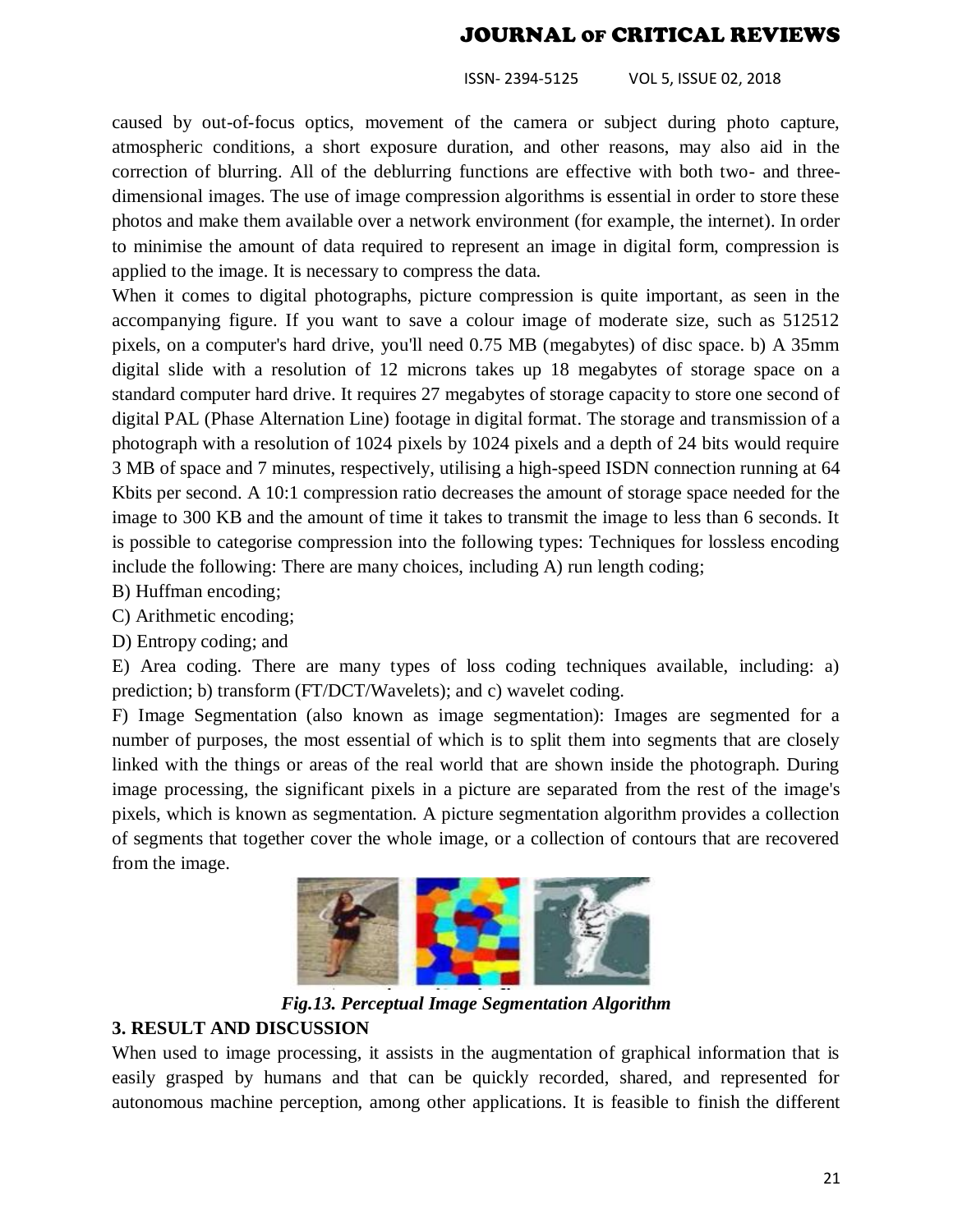caused by out-of-focus optics, movement of the camera or subject during photo capture, atmospheric conditions, a short exposure duration, and other reasons, may also aid in the correction of blurring. All of the deblurring functions are effective with both two- and three-dimensional images. The use of image compression algorithms is essential in order to store these photos and make them available over a network environment (for example, the internet). In order to minimise the amount of data required to represent an image in digital form, compression is applied to the image. It is necessary to compress the data.

When it comes to digital photographs, picture compression is quite important, as seen in the accompanying figure. If you want to save a colour image of moderate size, such as 512512 pixels, on a computer's hard drive, you'll need 0.75 MB (megabytes) of disc space. b) A 35mm digital slide with a resolution of 12 microns takes up 18 megabytes of storage space on a standard computer hard drive. It requires 27 megabytes of storage capacity to store one second of digital PAL (Phase Alternation Line) footage in digital format. The storage and transmission of a photograph with a resolution of 1024 pixels by 1024 pixels and a depth of 24 bits would require 3 MB of space and 7 minutes, respectively, utilising a high-speed ISDN connection running at 64 Kbits per second. A 10:1 compression ratio decreases the amount of storage space needed for the image to 300 KB and the amount of time it takes to transmit the image to less than 6 seconds. It is possible to categorise compression into the following types: Techniques for lossless encoding include the following: There are many choices, including A) run length coding;

B) Huffman encoding;

C) Arithmetic encoding;

D) Entropy coding; and

E) Area coding. There are many types of loss coding techniques available, including: a) prediction; b) transform (FT/DCT/Wavelets); and c) wavelet coding.

F) Image Segmentation (also known as image segmentation): Images are segmented for a number of purposes, the most essential of which is to split them into segments that are closely linked with the things or areas of the real world that are shown inside the photograph. During image processing, the significant pixels in a picture are separated from the rest of the image's pixels, which is known as segmentation. A picture segmentation algorithm provides a collection of segments that together cover the whole image, or a collection of contours that are recovered from the image.

***Fig.13. Perceptual Image Segmentation Algorithm***

## 3. RESULT AND DISCUSSION

When used to image processing, it assists in the augmentation of graphical information that is easily grasped by humans and that can be quickly recorded, shared, and represented for autonomous machine perception, among other applications. It is feasible to finish the different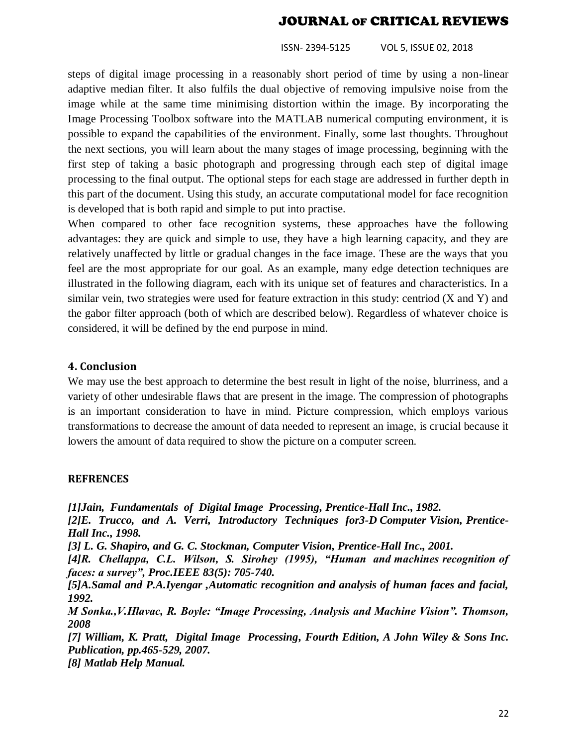steps of digital image processing in a reasonably short period of time by using a non-linear adaptive median filter. It also fulfils the dual objective of removing impulsive noise from the image while at the same time minimising distortion within the image. By incorporating the Image Processing Toolbox software into the MATLAB numerical computing environment, it is possible to expand the capabilities of the environment. Finally, some last thoughts. Throughout the next sections, you will learn about the many stages of image processing, beginning with the first step of taking a basic photograph and progressing through each step of digital image processing to the final output. The optional steps for each stage are addressed in further depth in this part of the document. Using this study, an accurate computational model for face recognition is developed that is both rapid and simple to put into practise.

When compared to other face recognition systems, these approaches have the following advantages: they are quick and simple to use, they have a high learning capacity, and they are relatively unaffected by little or gradual changes in the face image. These are the ways that you feel are the most appropriate for our goal. As an example, many edge detection techniques are illustrated in the following diagram, each with its unique set of features and characteristics. In a similar vein, two strategies were used for feature extraction in this study: centriod (X and Y) and the gabor filter approach (both of which are described below). Regardless of whatever choice is considered, it will be defined by the end purpose in mind.

## 4. Conclusion

We may use the best approach to determine the best result in light of the noise, blurriness, and a variety of other undesirable flaws that are present in the image. The compression of photographs is an important consideration to have in mind. Picture compression, which employs various transformations to decrease the amount of data needed to represent an image, is crucial because it lowers the amount of data required to show the picture on a computer screen.

## REFRENCES

***[1]Jain, Fundamentals of Digital Image Processing, Prentice-Hall Inc., 1982.***

***[2]E. Trucco, and A. Verri, Introductory Techniques for3-D Computer Vision, Prentice-Hall Inc., 1998.***

***[3] L. G. Shapiro, and G. C. Stockman, Computer Vision, Prentice-Hall Inc., 2001.***

***[4]R. Chellappa, C.L. Wilson, S. Sirohey (1995), "Human and machines recognition of faces: a survey", Proc.IEEE 83(5): 705-740.***

***[5]A.Samal and P.A.Iyengar ,Automatic recognition and analysis of human faces and facial, 1992.***

***M Sonka.,V.Hlavac, R. Boyle: "Image Processing, Analysis and Machine Vision". Thomson, 2008***

***[7] William, K. Pratt, Digital Image Processing, Fourth Edition, A John Wiley & Sons Inc. Publication, pp.465-529, 2007.***

***[8] Matlab Help Manual.***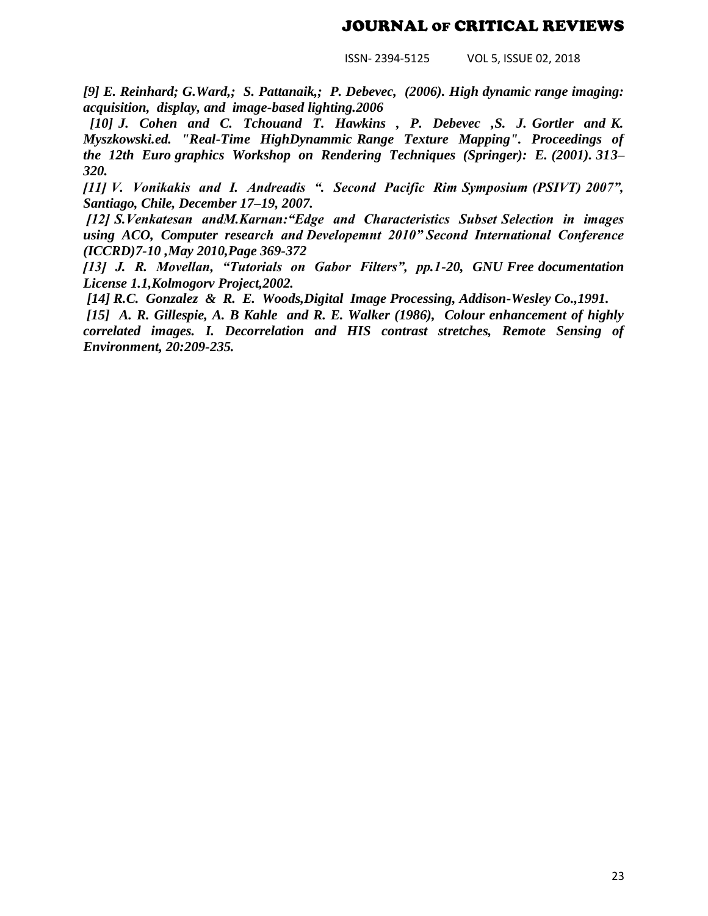*[9] E. Reinhard; G.Ward,; S. Pattanaik,; P. Debevec, (2006). High dynamic range imaging: acquisition, display, and image-based lighting.2006*

*[10] J. Cohen and C. Tchouand T. Hawkins , P. Debevec ,S. J. Gortler and K. Myszkowski.ed. "Real-Time HighDynammic Range Texture Mapping". Proceedings of the 12th Euro graphics Workshop on Rendering Techniques (Springer): E. (2001). 313–320.*

*[11] V. Vonikakis and I. Andreadis “. Second Pacific Rim Symposium (PSIVT) 2007”, Santiago, Chile, December 17–19, 2007.*

*[12] S.Venkatesan andM.Karnan:“Edge and Characteristics Subset Selection in images using ACO, Computer research and Developemnt 2010” Second International Conference (ICCRD)7-10 ,May 2010,Page 369-372*

*[13] J. R. Movellan, “Tutorials on Gabor Filters”, pp.1-20, GNU Free documentation License 1.1,Kolmogorv Project,2002.*

*[14] R.C. Gonzalez & R. E. Woods,Digital Image Processing, Addison-Wesley Co.,1991.*

*[15] A. R. Gillespie, A. B Kahle and R. E. Walker (1986), Colour enhancement of highly correlated images. I. Decorrelation and HIS contrast stretches, Remote Sensing of Environment, 20:209-235.*